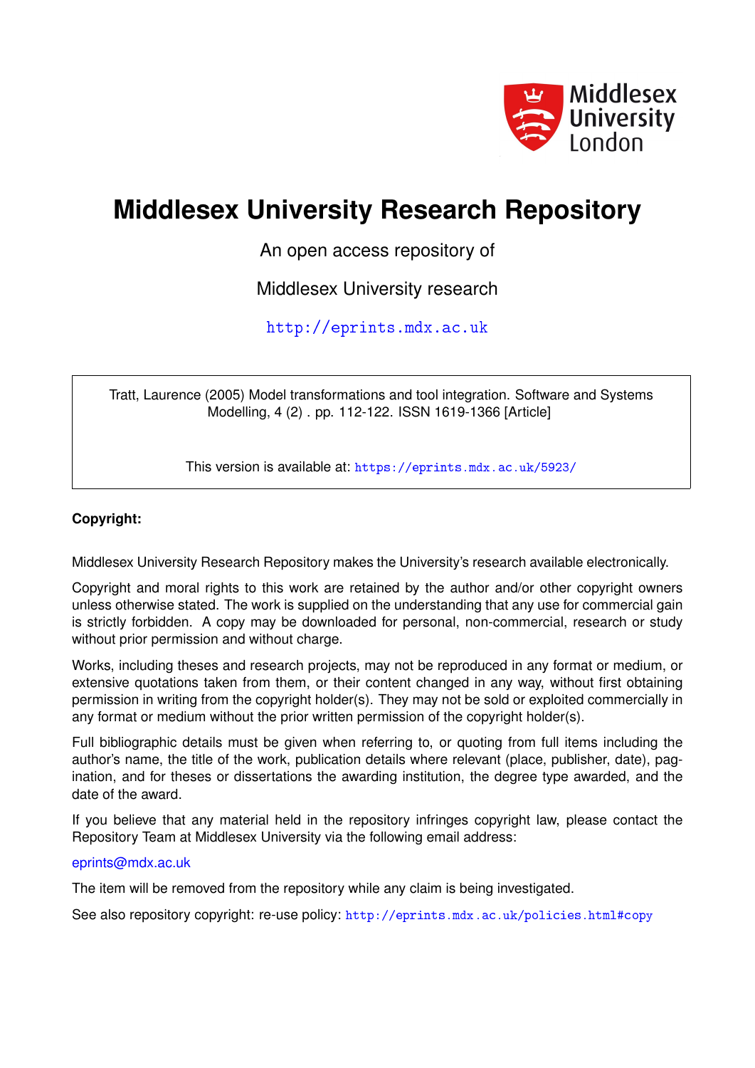Middlesex University London

# Middlesex University Research Repository

An open access repository of

Middlesex University research

http://eprints.mdx.ac.uk

Tratt, Laurence (2005) Model transformations and tool integration. Software and Systems Modelling, 4 (2) . pp. 112-122. ISSN 1619-1366 [Article]

This version is available at: https://eprints.mdx.ac.uk/5923/

**Copyright:**

Middlesex University Research Repository makes the University's research available electronically.

Copyright and moral rights to this work are retained by the author and/or other copyright owners unless otherwise stated. The work is supplied on the understanding that any use for commercial gain is strictly forbidden. A copy may be downloaded for personal, non-commercial, research or study without prior permission and without charge.

Works, including theses and research projects, may not be reproduced in any format or medium, or extensive quotations taken from them, or their content changed in any way, without first obtaining permission in writing from the copyright holder(s). They may not be sold or exploited commercially in any format or medium without the prior written permission of the copyright holder(s).

Full bibliographic details must be given when referring to, or quoting from full items including the author's name, the title of the work, publication details where relevant (place, publisher, date), pagination, and for theses or dissertations the awarding institution, the degree type awarded, and the date of the award.

If you believe that any material held in the repository infringes copyright law, please contact the Repository Team at Middlesex University via the following email address:

eprints@mdx.ac.uk

The item will be removed from the repository while any claim is being investigated.

See also repository copyright: re-use policy: http://eprints.mdx.ac.uk/policies.html#copy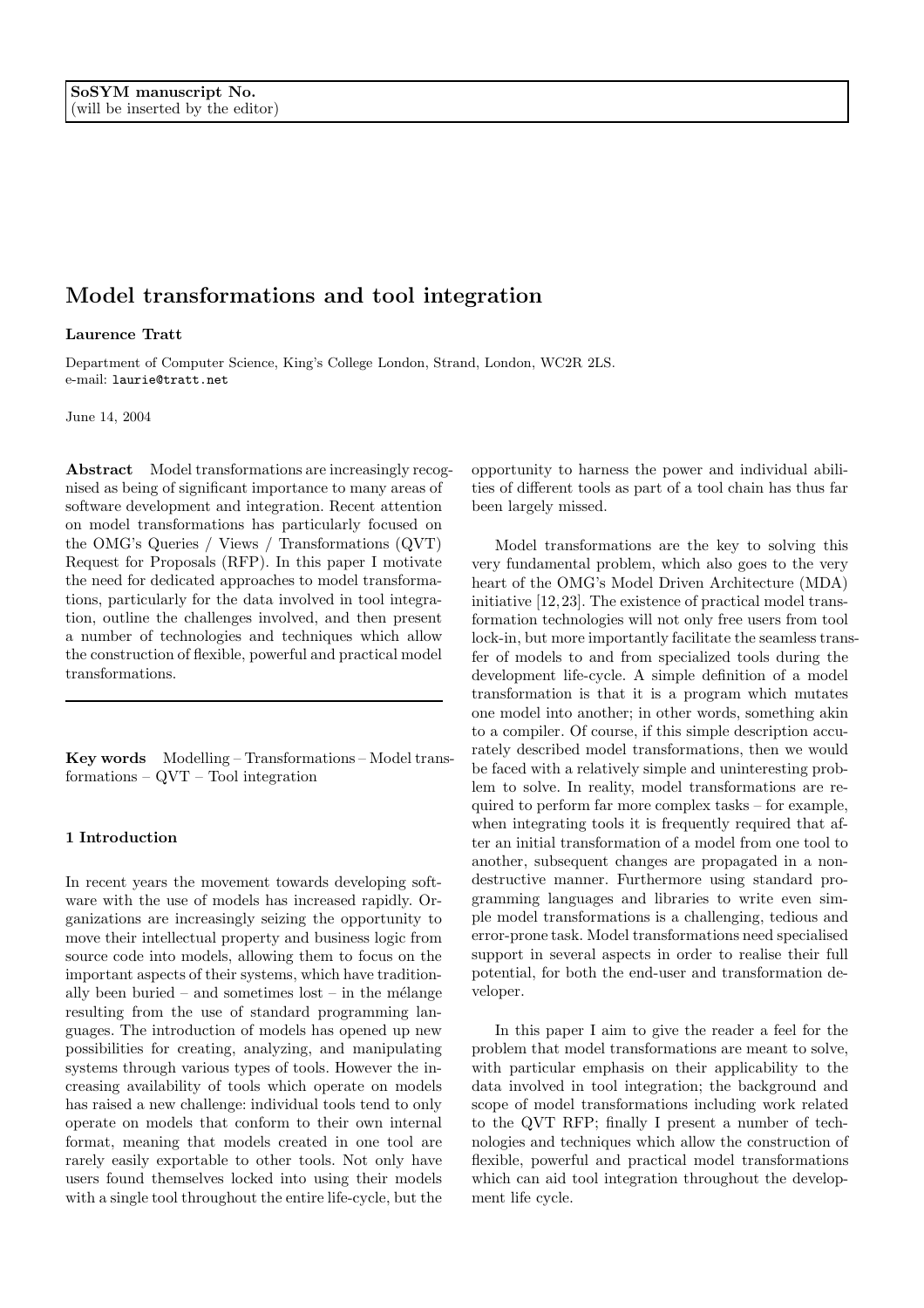SoSYM manuscript No.
(will be inserted by the editor)

# Model transformations and tool integration

**Laurence Tratt**

Department of Computer Science, King's College London, Strand, London, WC2R 2LS.
e-mail: laurie@tratt.net

June 14, 2004

**Abstract** Model transformations are increasingly recognised as being of significant importance to many areas of software development and integration. Recent attention on model transformations has particularly focused on the OMG's Queries / Views / Transformations (QVT) Request for Proposals (RFP). In this paper I motivate the need for dedicated approaches to model transformations, particularly for the data involved in tool integration, outline the challenges involved, and then present a number of technologies and techniques which allow the construction of flexible, powerful and practical model transformations.

**Key words** Modelling – Transformations – Model transformations – QVT – Tool integration

## 1 Introduction

In recent years the movement towards developing software with the use of models has increased rapidly. Organizations are increasingly seizing the opportunity to move their intellectual property and business logic from source code into models, allowing them to focus on the important aspects of their systems, which have traditionally been buried – and sometimes lost – in the mélange resulting from the use of standard programming languages. The introduction of models has opened up new possibilities for creating, analyzing, and manipulating systems through various types of tools. However the increasing availability of tools which operate on models has raised a new challenge: individual tools tend to only operate on models that conform to their own internal format, meaning that models created in one tool are rarely easily exportable to other tools. Not only have users found themselves locked into using their models with a single tool throughout the entire life-cycle, but the opportunity to harness the power and individual abilities of different tools as part of a tool chain has thus far been largely missed.

Model transformations are the key to solving this very fundamental problem, which also goes to the very heart of the OMG's Model Driven Architecture (MDA) initiative [12, 23]. The existence of practical model transformation technologies will not only free users from tool lock-in, but more importantly facilitate the seamless transfer of models to and from specialized tools during the development life-cycle. A simple definition of a model transformation is that it is a program which mutates one model into another; in other words, something akin to a compiler. Of course, if this simple description accurately described model transformations, then we would be faced with a relatively simple and uninteresting problem to solve. In reality, model transformations are required to perform far more complex tasks – for example, when integrating tools it is frequently required that after an initial transformation of a model from one tool to another, subsequent changes are propagated in a non-destructive manner. Furthermore using standard programming languages and libraries to write even simple model transformations is a challenging, tedious and error-prone task. Model transformations need specialised support in several aspects in order to realise their full potential, for both the end-user and transformation developer.

In this paper I aim to give the reader a feel for the problem that model transformations are meant to solve, with particular emphasis on their applicability to the data involved in tool integration; the background and scope of model transformations including work related to the QVT RFP; finally I present a number of technologies and techniques which allow the construction of flexible, powerful and practical model transformations which can aid tool integration throughout the development life cycle.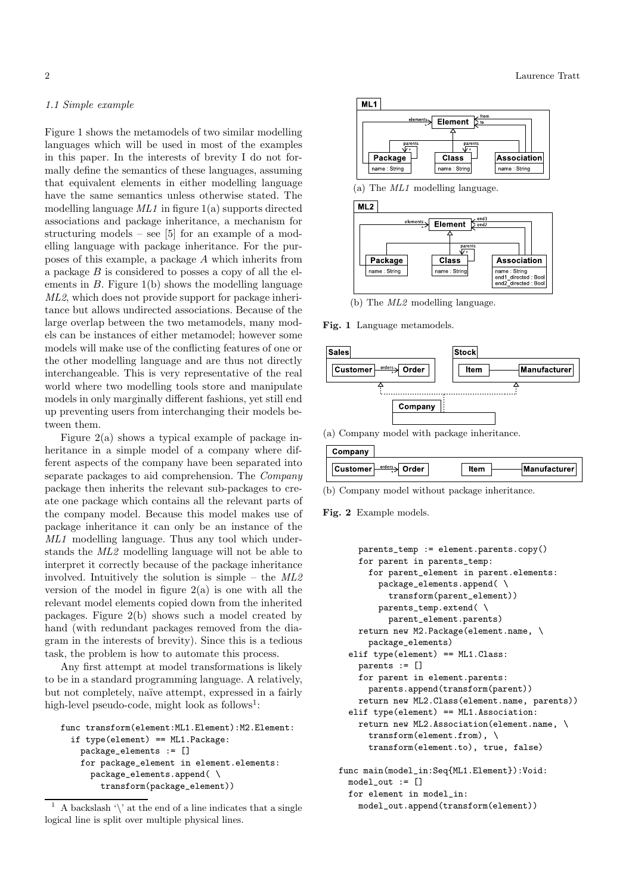### 1.1 Simple example

Figure 1 shows the metamodels of two similar modelling languages which will be used in most of the examples in this paper. In the interests of brevity I do not formally define the semantics of these languages, assuming that equivalent elements in either modelling language have the same semantics unless otherwise stated. The modelling language *ML1* in figure 1(a) supports directed associations and package inheritance, a mechanism for structuring models – see [5] for an example of a modelling language with package inheritance. For the purposes of this example, a package *A* which inherits from a package *B* is considered to posses a copy of all the elements in *B*. Figure 1(b) shows the modelling language *ML2*, which does not provide support for package inheritance but allows undirected associations. Because of the large overlap between the two metamodels, many models can be instances of either metamodel; however some models will make use of the conflicting features of one or the other modelling language and are thus not directly interchangeable. This is very representative of the real world where two modelling tools store and manipulate models in only marginally different fashions, yet still end up preventing users from interchanging their models between them.

Figure 2(a) shows a typical example of package inheritance in a simple model of a company where different aspects of the company have been separated into separate packages to aid comprehension. The *Company* package then inherits the relevant sub-packages to create one package which contains all the relevant parts of the company model. Because this model makes use of package inheritance it can only be an instance of the *ML1* modelling language. Thus any tool which understands the *ML2* modelling language will not be able to interpret it correctly because of the package inheritance involved. Intuitively the solution is simple – the *ML2* version of the model in figure 2(a) is one with all the relevant model elements copied down from the inherited packages. Figure 2(b) shows such a model created by hand (with redundant packages removed from the diagram in the interests of brevity). Since this is a tedious task, the problem is how to automate this process.

Any first attempt at model transformations is likely to be in a standard programming language. A relatively, but not completely, naïve attempt, expressed in a fairly high-level pseudo-code, might look as follows[1]:

```
func transform(element:ML1.Element):M2.Element:
  if type(element) == ML1.Package:
    package_elements := []
    for package_element in element.elements:
      package_elements.append( \
        transform(package_element))
    parents_temp := element.parents.copy()
    for parent in parents_temp:
      for parent_element in parent.elements:
        package_elements.append( \
          transform(parent_element))
        parents_temp.extend( \
          parent_element.parents)
    return new M2.Package(element.name, \
      package_elements)
  elif type(element) == ML1.Class:
    parents := []
    for parent in element.parents:
      parents.append(transform(parent))
    return new ML2.Class(element.name, parents))
  elif type(element) == ML1.Association:
    return new ML2.Association(element.name, \
      transform(element.from), \
      transform(element.to), true, false)

func main(model_in:Seq{ML1.Element}):Void:
  model_out := []
  for element in model_in:
    model_out.append(transform(element))
```

[1] A backslash '\' at the end of a line indicates that a single logical line is split over multiple physical lines.

(a) The *ML1* modelling language.

(b) The *ML2* modelling language.

**Fig. 1** Language metamodels.

(a) Company model with package inheritance.

(b) Company model without package inheritance.

**Fig. 2** Example models.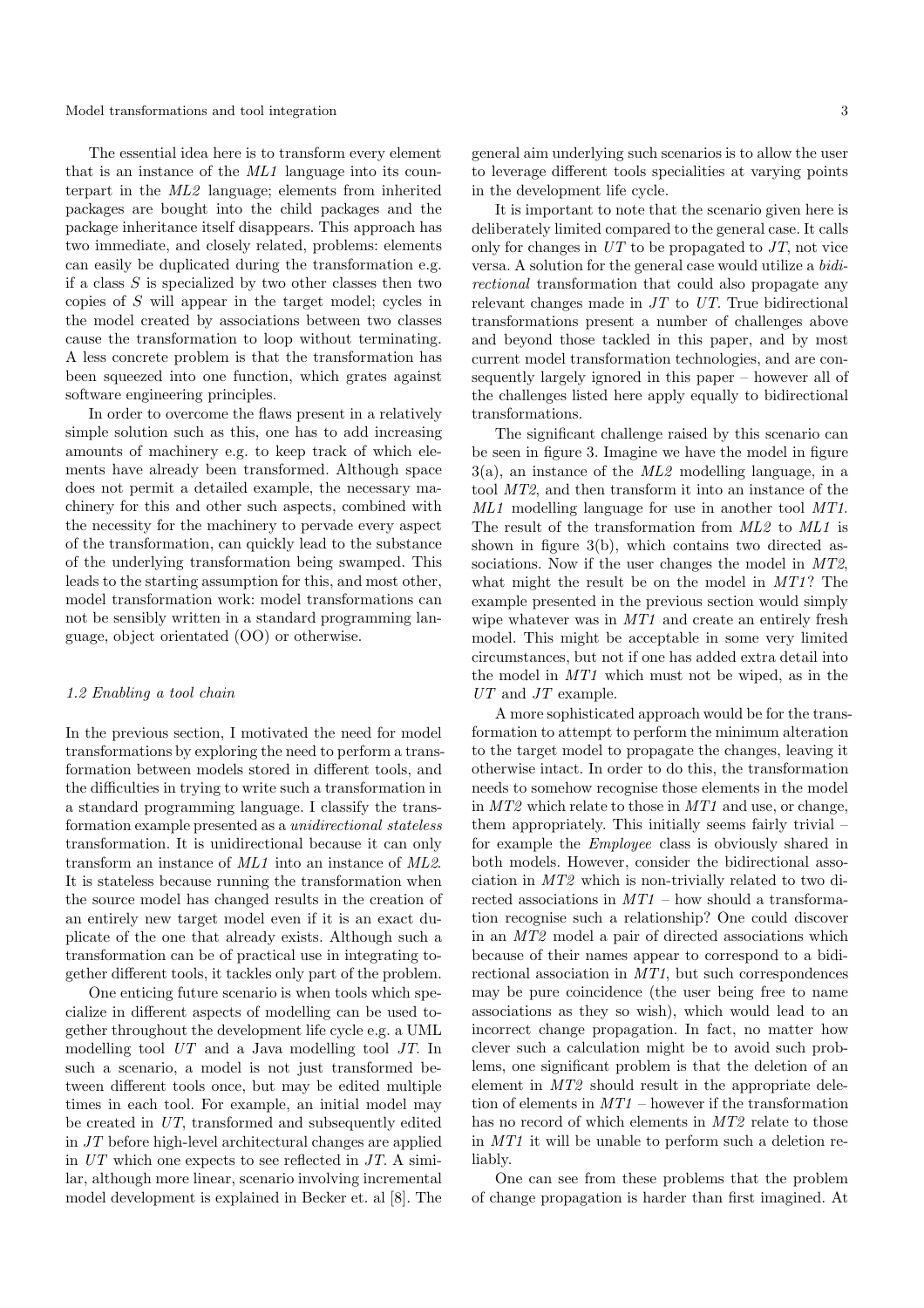The essential idea here is to transform every element that is an instance of the *ML1* language into its counterpart in the *ML2* language; elements from inherited packages are bought into the child packages and the package inheritance itself disappears. This approach has two immediate, and closely related, problems: elements can easily be duplicated during the transformation e.g. if a class $S$ is specialized by two other classes then two copies of $S$ will appear in the target model; cycles in the model created by associations between two classes cause the transformation to loop without terminating. A less concrete problem is that the transformation has been squeezed into one function, which grates against software engineering principles.

In order to overcome the flaws present in a relatively simple solution such as this, one has to add increasing amounts of machinery e.g. to keep track of which elements have already been transformed. Although space does not permit a detailed example, the necessary machinery for this and other such aspects, combined with the necessity for the machinery to pervade every aspect of the transformation, can quickly lead to the substance of the underlying transformation being swamped. This leads to the starting assumption for this, and most other, model transformation work: model transformations can not be sensibly written in a standard programming language, object orientated (OO) or otherwise.

### *1.2 Enabling a tool chain*

In the previous section, I motivated the need for model transformations by exploring the need to perform a transformation between models stored in different tools, and the difficulties in trying to write such a transformation in a standard programming language. I classify the transformation example presented as a *unidirectional stateless* transformation. It is unidirectional because it can only transform an instance of *ML1* into an instance of *ML2*. It is stateless because running the transformation when the source model has changed results in the creation of an entirely new target model even if it is an exact duplicate of the one that already exists. Although such a transformation can be of practical use in integrating together different tools, it tackles only part of the problem.

One enticing future scenario is when tools which specialize in different aspects of modelling can be used together throughout the development life cycle e.g. a UML modelling tool *UT* and a Java modelling tool *JT*. In such a scenario, a model is not just transformed between different tools once, but may be edited multiple times in each tool. For example, an initial model may be created in *UT*, transformed and subsequently edited in *JT* before high-level architectural changes are applied in *UT* which one expects to see reflected in *JT*. A similar, although more linear, scenario involving incremental model development is explained in Becker et. al [8]. The general aim underlying such scenarios is to allow the user to leverage different tools specialities at varying points in the development life cycle.

It is important to note that the scenario given here is deliberately limited compared to the general case. It calls only for changes in *UT* to be propagated to *JT*, not vice versa. A solution for the general case would utilize a *bidirectional* transformation that could also propagate any relevant changes made in *JT* to *UT*. True bidirectional transformations present a number of challenges above and beyond those tackled in this paper, and by most current model transformation technologies, and are consequently largely ignored in this paper – however all of the challenges listed here apply equally to bidirectional transformations.

The significant challenge raised by this scenario can be seen in figure 3. Imagine we have the model in figure 3(a), an instance of the *ML2* modelling language, in a tool *MT2*, and then transform it into an instance of the *ML1* modelling language for use in another tool *MT1*. The result of the transformation from *ML2* to *ML1* is shown in figure 3(b), which contains two directed associations. Now if the user changes the model in *MT2*, what might the result be on the model in *MT1*? The example presented in the previous section would simply wipe whatever was in *MT1* and create an entirely fresh model. This might be acceptable in some very limited circumstances, but not if one has added extra detail into the model in *MT1* which must not be wiped, as in the *UT* and *JT* example.

A more sophisticated approach would be for the transformation to attempt to perform the minimum alteration to the target model to propagate the changes, leaving it otherwise intact. In order to do this, the transformation needs to somehow recognise those elements in the model in *MT2* which relate to those in *MT1* and use, or change, them appropriately. This initially seems fairly trivial – for example the *Employee* class is obviously shared in both models. However, consider the bidirectional association in *MT2* which is non-trivially related to two directed associations in *MT1* – how should a transformation recognise such a relationship? One could discover in an *MT2* model a pair of directed associations which because of their names appear to correspond to a bidirectional association in *MT1*, but such correspondences may be pure coincidence (the user being free to name associations as they so wish), which would lead to an incorrect change propagation. In fact, no matter how clever such a calculation might be to avoid such problems, one significant problem is that the deletion of an element in *MT2* should result in the appropriate deletion of elements in *MT1* – however if the transformation has no record of which elements in *MT2* relate to those in *MT1* it will be unable to perform such a deletion reliably.

One can see from these problems that the problem of change propagation is harder than first imagined. At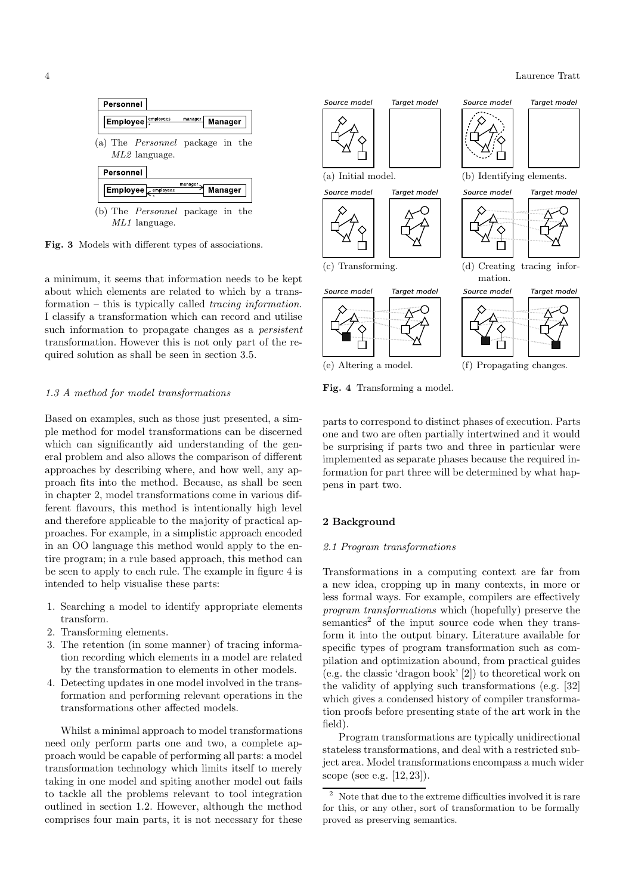(a) The *Personnel* package in the *ML2* language.

(b) The *Personnel* package in the *ML1* language.

**Fig. 3** Models with different types of associations.

a minimum, it seems that information needs to be kept about which elements are related to which by a transformation – this is typically called *tracing information*. I classify a transformation which can record and utilise such information to propagate changes as a *persistent* transformation. However this is not only part of the required solution as shall be seen in section 3.5.

### 1.3 A method for model transformations

Based on examples, such as those just presented, a simple method for model transformations can be discerned which can significantly aid understanding of the general problem and also allows the comparison of different approaches by describing where, and how well, any approach fits into the method. Because, as shall be seen in chapter 2, model transformations come in various different flavours, this method is intentionally high level and therefore applicable to the majority of practical approaches. For example, in a simplistic approach encoded in an OO language this method would apply to the entire program; in a rule based approach, this method can be seen to apply to each rule. The example in figure 4 is intended to help visualise these parts:

1. Searching a model to identify appropriate elements transform.
2. Transforming elements.
3. The retention (in some manner) of tracing information recording which elements in a model are related by the transformation to elements in other models.
4. Detecting updates in one model involved in the transformation and performing relevant operations in the transformations other affected models.

Whilst a minimal approach to model transformations need only perform parts one and two, a complete approach would be capable of performing all parts: a model transformation technology which limits itself to merely taking in one model and spiting another model out fails to tackle all the problems relevant to tool integration outlined in section 1.2. However, although the method comprises four main parts, it is not necessary for these

(a) Initial model. (b) Identifying elements. (c) Transforming. (d) Creating tracing information. (e) Altering a model. (f) Propagating changes.

**Fig. 4** Transforming a model.

parts to correspond to distinct phases of execution. Parts one and two are often partially intertwined and it would be surprising if parts two and three in particular were implemented as separate phases because the required information for part three will be determined by what happens in part two.

## 2 Background

### 2.1 Program transformations

Transformations in a computing context are far from a new idea, cropping up in many contexts, in more or less formal ways. For example, compilers are effectively *program transformations* which (hopefully) preserve the semantics[2] of the input source code when they transform it into the output binary. Literature available for specific types of program transformation such as compilation and optimization abound, from practical guides (e.g. the classic 'dragon book' [2]) to theoretical work on the validity of applying such transformations (e.g. [32] which gives a condensed history of compiler transformation proofs before presenting state of the art work in the field).

Program transformations are typically unidirectional stateless transformations, and deal with a restricted subject area. Model transformations encompass a much wider scope (see e.g. [12, 23]).

[2] Note that due to the extreme difficulties involved it is rare for this, or any other, sort of transformation to be formally proved as preserving semantics.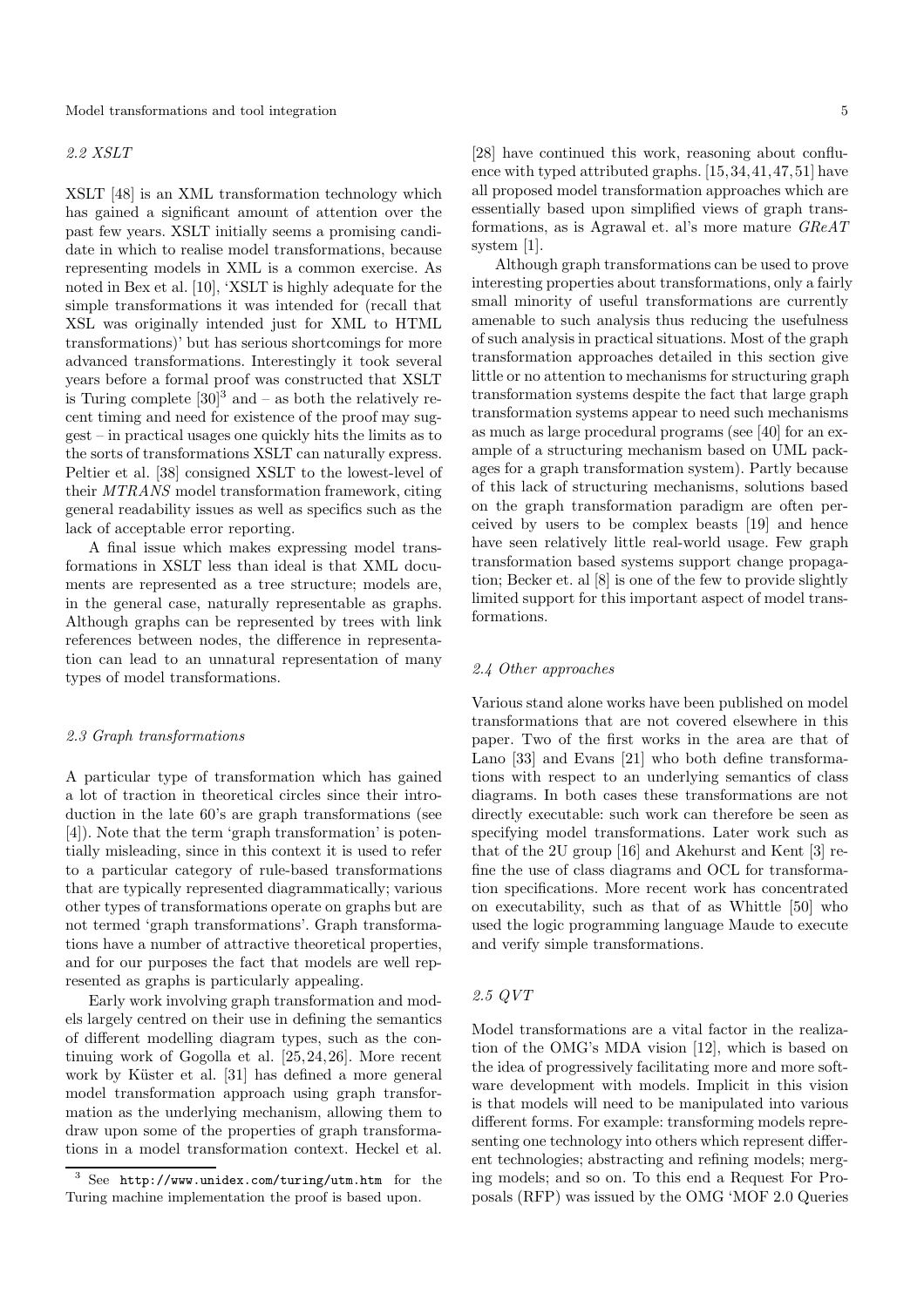### 2.2 XSLT

XSLT [48] is an XML transformation technology which has gained a significant amount of attention over the past few years. XSLT initially seems a promising candidate in which to realise model transformations, because representing models in XML is a common exercise. As noted in Bex et al. [10], 'XSLT is highly adequate for the simple transformations it was intended for (recall that XSL was originally intended just for XML to HTML transformations)' but has serious shortcomings for more advanced transformations. Interestingly it took several years before a formal proof was constructed that XSLT is Turing complete [30][3] and – as both the relatively recent timing and need for existence of the proof may suggest – in practical usages one quickly hits the limits as to the sorts of transformations XSLT can naturally express. Peltier et al. [38] consigned XSLT to the lowest-level of their *MTRANS* model transformation framework, citing general readability issues as well as specifics such as the lack of acceptable error reporting.

A final issue which makes expressing model transformations in XSLT less than ideal is that XML documents are represented as a tree structure; models are, in the general case, naturally representable as graphs. Although graphs can be represented by trees with link references between nodes, the difference in representation can lead to an unnatural representation of many types of model transformations.

### 2.3 Graph transformations

A particular type of transformation which has gained a lot of traction in theoretical circles since their introduction in the late 60's are graph transformations (see [4]). Note that the term 'graph transformation' is potentially misleading, since in this context it is used to refer to a particular category of rule-based transformations that are typically represented diagrammatically; various other types of transformations operate on graphs but are not termed 'graph transformations'. Graph transformations have a number of attractive theoretical properties, and for our purposes the fact that models are well represented as graphs is particularly appealing.

Early work involving graph transformation and models largely centred on their use in defining the semantics of different modelling diagram types, such as the continuing work of Gogolla et al. [25,24,26]. More recent work by Küster et al. [31] has defined a more general model transformation approach using graph transformation as the underlying mechanism, allowing them to draw upon some of the properties of graph transformations in a model transformation context. Heckel et al. [28] have continued this work, reasoning about confluence with typed attributed graphs. [15,34,41,47,51] have all proposed model transformation approaches which are essentially based upon simplified views of graph transformations, as is Agrawal et. al's more mature *GReAT* system [1].

Although graph transformations can be used to prove interesting properties about transformations, only a fairly small minority of useful transformations are currently amenable to such analysis thus reducing the usefulness of such analysis in practical situations. Most of the graph transformation approaches detailed in this section give little or no attention to mechanisms for structuring graph transformation systems despite the fact that large graph transformation systems appear to need such mechanisms as much as large procedural programs (see [40] for an example of a structuring mechanism based on UML packages for a graph transformation system). Partly because of this lack of structuring mechanisms, solutions based on the graph transformation paradigm are often perceived by users to be complex beasts [19] and hence have seen relatively little real-world usage. Few graph transformation based systems support change propagation; Becker et. al [8] is one of the few to provide slightly limited support for this important aspect of model transformations.

### 2.4 Other approaches

Various stand alone works have been published on model transformations that are not covered elsewhere in this paper. Two of the first works in the area are that of Lano [33] and Evans [21] who both define transformations with respect to an underlying semantics of class diagrams. In both cases these transformations are not directly executable: such work can therefore be seen as specifying model transformations. Later work such as that of the 2U group [16] and Akehurst and Kent [3] refine the use of class diagrams and OCL for transformation specifications. More recent work has concentrated on executability, such as that of as Whittle [50] who used the logic programming language Maude to execute and verify simple transformations.

### 2.5 QVT

Model transformations are a vital factor in the realization of the OMG's MDA vision [12], which is based on the idea of progressively facilitating more and more software development with models. Implicit in this vision is that models will need to be manipulated into various different forms. For example: transforming models representing one technology into others which represent different technologies; abstracting and refining models; merging models; and so on. To this end a Request For Proposals (RFP) was issued by the OMG 'MOF 2.0 Queries

[3] See `http://www.unidex.com/turing/utm.htm` for the Turing machine implementation the proof is based upon.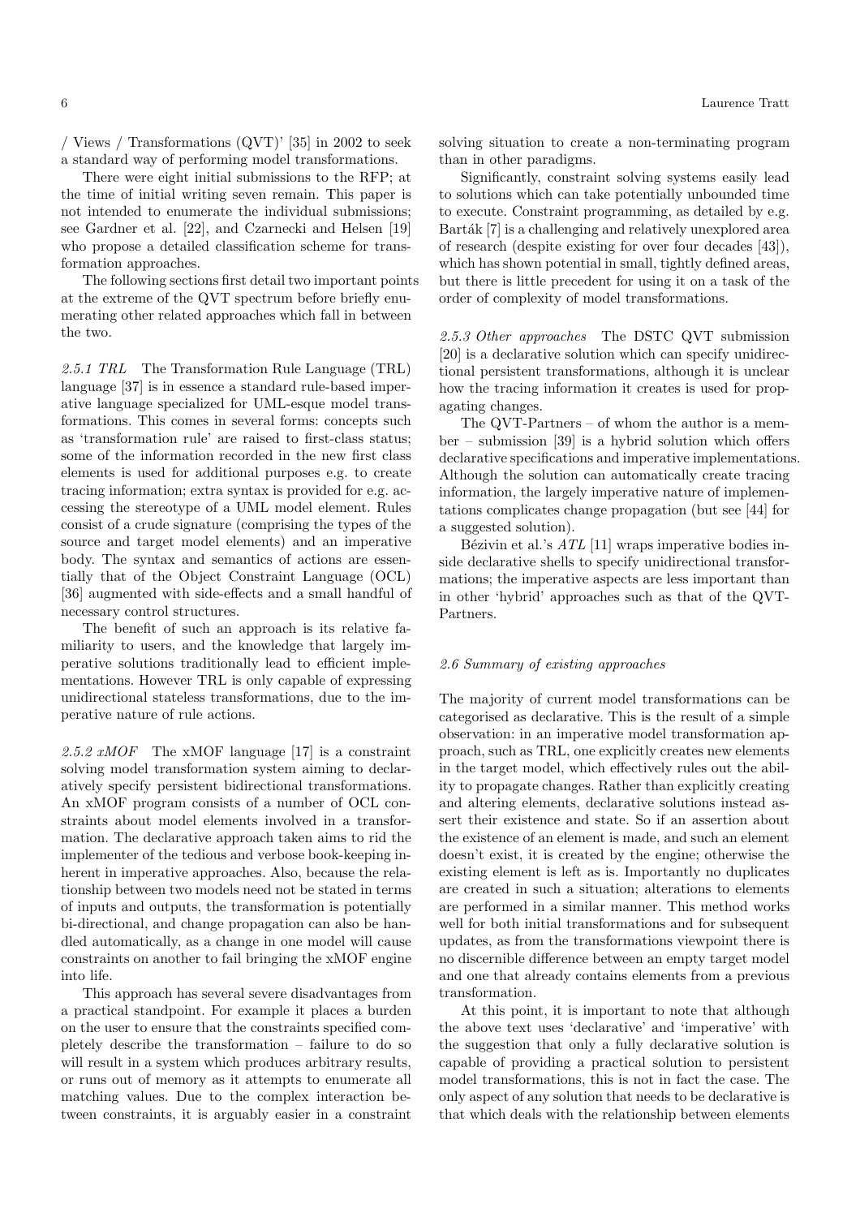/ Views / Transformations (QVT)' [35] in 2002 to seek a standard way of performing model transformations.

There were eight initial submissions to the RFP; at the time of initial writing seven remain. This paper is not intended to enumerate the individual submissions; see Gardner et al. [22], and Czarnecki and Helsen [19] who propose a detailed classification scheme for transformation approaches.

The following sections first detail two important points at the extreme of the QVT spectrum before briefly enumerating other related approaches which fall in between the two.

*2.5.1 TRL* The Transformation Rule Language (TRL) language [37] is in essence a standard rule-based imperative language specialized for UML-esque model transformations. This comes in several forms: concepts such as 'transformation rule' are raised to first-class status; some of the information recorded in the new first class elements is used for additional purposes e.g. to create tracing information; extra syntax is provided for e.g. accessing the stereotype of a UML model element. Rules consist of a crude signature (comprising the types of the source and target model elements) and an imperative body. The syntax and semantics of actions are essentially that of the Object Constraint Language (OCL) [36] augmented with side-effects and a small handful of necessary control structures.

The benefit of such an approach is its relative familiarity to users, and the knowledge that largely imperative solutions traditionally lead to efficient implementations. However TRL is only capable of expressing unidirectional stateless transformations, due to the imperative nature of rule actions.

*2.5.2 xMOF* The xMOF language [17] is a constraint solving model transformation system aiming to declaratively specify persistent bidirectional transformations. An xMOF program consists of a number of OCL constraints about model elements involved in a transformation. The declarative approach taken aims to rid the implementer of the tedious and verbose book-keeping inherent in imperative approaches. Also, because the relationship between two models need not be stated in terms of inputs and outputs, the transformation is potentially bi-directional, and change propagation can also be handled automatically, as a change in one model will cause constraints on another to fail bringing the xMOF engine into life.

This approach has several severe disadvantages from a practical standpoint. For example it places a burden on the user to ensure that the constraints specified completely describe the transformation – failure to do so will result in a system which produces arbitrary results, or runs out of memory as it attempts to enumerate all matching values. Due to the complex interaction between constraints, it is arguably easier in a constraint solving situation to create a non-terminating program than in other paradigms.

Significantly, constraint solving systems easily lead to solutions which can take potentially unbounded time to execute. Constraint programming, as detailed by e.g. Barták [7] is a challenging and relatively unexplored area of research (despite existing for over four decades [43]), which has shown potential in small, tightly defined areas, but there is little precedent for using it on a task of the order of complexity of model transformations.

*2.5.3 Other approaches* The DSTC QVT submission [20] is a declarative solution which can specify unidirectional persistent transformations, although it is unclear how the tracing information it creates is used for propagating changes.

The QVT-Partners – of whom the author is a member – submission [39] is a hybrid solution which offers declarative specifications and imperative implementations. Although the solution can automatically create tracing information, the largely imperative nature of implementations complicates change propagation (but see [44] for a suggested solution).

Bézivin et al.'s *ATL* [11] wraps imperative bodies inside declarative shells to specify unidirectional transformations; the imperative aspects are less important than in other 'hybrid' approaches such as that of the QVT-Partners.

### *2.6 Summary of existing approaches*

The majority of current model transformations can be categorised as declarative. This is the result of a simple observation: in an imperative model transformation approach, such as TRL, one explicitly creates new elements in the target model, which effectively rules out the ability to propagate changes. Rather than explicitly creating and altering elements, declarative solutions instead assert their existence and state. So if an assertion about the existence of an element is made, and such an element doesn't exist, it is created by the engine; otherwise the existing element is left as is. Importantly no duplicates are created in such a situation; alterations to elements are performed in a similar manner. This method works well for both initial transformations and for subsequent updates, as from the transformations viewpoint there is no discernible difference between an empty target model and one that already contains elements from a previous transformation.

At this point, it is important to note that although the above text uses 'declarative' and 'imperative' with the suggestion that only a fully declarative solution is capable of providing a practical solution to persistent model transformations, this is not in fact the case. The only aspect of any solution that needs to be declarative is that which deals with the relationship between elements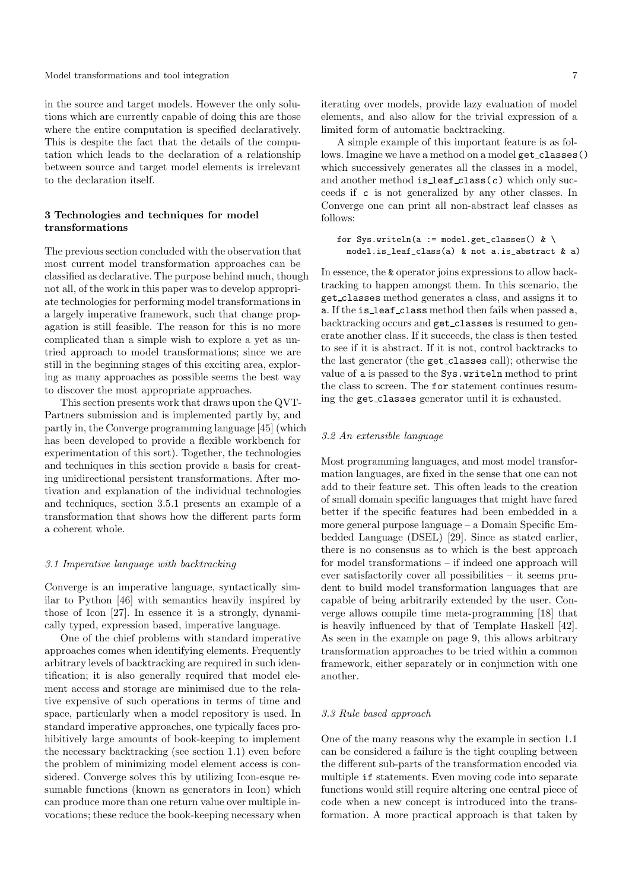in the source and target models. However the only solutions which are currently capable of doing this are those where the entire computation is specified declaratively. This is despite the fact that the details of the computation which leads to the declaration of a relationship between source and target model elements is irrelevant to the declaration itself.

## 3 Technologies and techniques for model transformations

The previous section concluded with the observation that most current model transformation approaches can be classified as declarative. The purpose behind much, though not all, of the work in this paper was to develop appropriate technologies for performing model transformations in a largely imperative framework, such that change propagation is still feasible. The reason for this is no more complicated than a simple wish to explore a yet as untried approach to model transformations; since we are still in the beginning stages of this exciting area, exploring as many approaches as possible seems the best way to discover the most appropriate approaches.

This section presents work that draws upon the QVT-Partners submission and is implemented partly by, and partly in, the Converge programming language [45] (which has been developed to provide a flexible workbench for experimentation of this sort). Together, the technologies and techniques in this section provide a basis for creating unidirectional persistent transformations. After motivation and explanation of the individual technologies and techniques, section 3.5.1 presents an example of a transformation that shows how the different parts form a coherent whole.

### *3.1 Imperative language with backtracking*

Converge is an imperative language, syntactically similar to Python [46] with semantics heavily inspired by those of Icon [27]. In essence it is a strongly, dynamically typed, expression based, imperative language.

One of the chief problems with standard imperative approaches comes when identifying elements. Frequently arbitrary levels of backtracking are required in such identification; it is also generally required that model element access and storage are minimised due to the relative expensive of such operations in terms of time and space, particularly when a model repository is used. In standard imperative approaches, one typically faces prohibitively large amounts of book-keeping to implement the necessary backtracking (see section 1.1) even before the problem of minimizing model element access is considered. Converge solves this by utilizing Icon-esque resumable functions (known as generators in Icon) which can produce more than one return value over multiple invocations; these reduce the book-keeping necessary when iterating over models, provide lazy evaluation of model elements, and also allow for the trivial expression of a limited form of automatic backtracking.

A simple example of this important feature is as follows. Imagine we have a method on a model `get_classes()` which successively generates all the classes in a model, and another method `is_leaf_class(c)` which only succeeds if `c` is not generalized by any other classes. In Converge one can print all non-abstract leaf classes as follows:

```
for Sys.writeln(a := model.get_classes() & \
  model.is_leaf_class(a) & not a.is_abstract & a)
```

In essence, the `&` operator joins expressions to allow backtracking to happen amongst them. In this scenario, the `get_classes` method generates a class, and assigns it to `a`. If the `is_leaf_class` method then fails when passed `a`, backtracking occurs and `get_classes` is resumed to generate another class. If it succeeds, the class is then tested to see if it is abstract. If it is not, control backtracks to the last generator (the `get_classes` call); otherwise the value of `a` is passed to the `Sys.writeln` method to print the class to screen. The `for` statement continues resuming the `get_classes` generator until it is exhausted.

### *3.2 An extensible language*

Most programming languages, and most model transformation languages, are fixed in the sense that one can not add to their feature set. This often leads to the creation of small domain specific languages that might have fared better if the specific features had been embedded in a more general purpose language – a Domain Specific Embedded Language (DSEL) [29]. Since as stated earlier, there is no consensus as to which is the best approach for model transformations – if indeed one approach will ever satisfactorily cover all possibilities – it seems prudent to build model transformation languages that are capable of being arbitrarily extended by the user. Converge allows compile time meta-programming [18] that is heavily influenced by that of Template Haskell [42]. As seen in the example on page 9, this allows arbitrary transformation approaches to be tried within a common framework, either separately or in conjunction with one another.

### *3.3 Rule based approach*

One of the many reasons why the example in section 1.1 can be considered a failure is the tight coupling between the different sub-parts of the transformation encoded via multiple `if` statements. Even moving code into separate functions would still require altering one central piece of code when a new concept is introduced into the transformation. A more practical approach is that taken by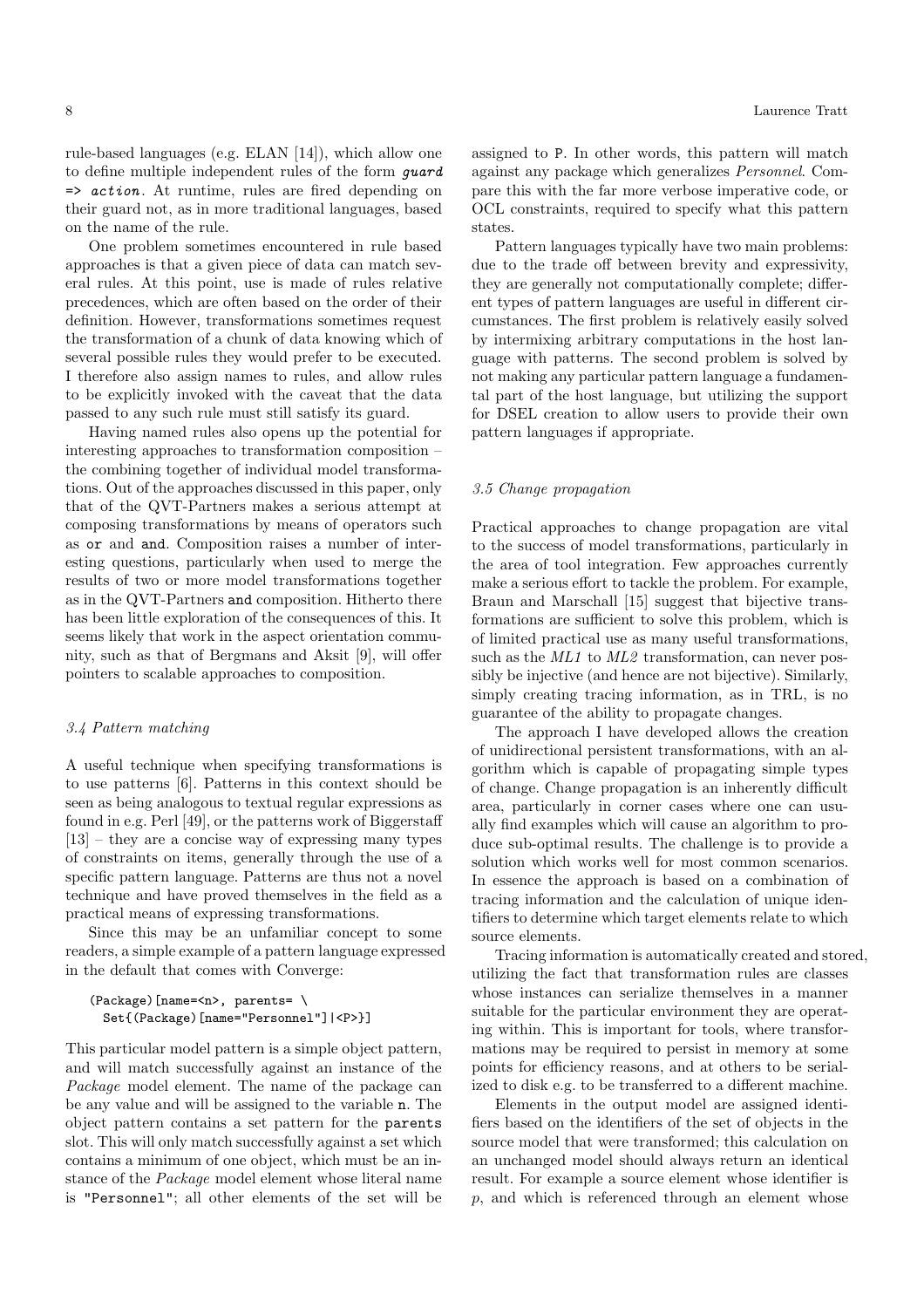rule-based languages (e.g. ELAN [14]), which allow one to define multiple independent rules of the form *guard* => *action*. At runtime, rules are fired depending on their guard not, as in more traditional languages, based on the name of the rule.

One problem sometimes encountered in rule based approaches is that a given piece of data can match several rules. At this point, use is made of rules relative precedences, which are often based on the order of their definition. However, transformations sometimes request the transformation of a chunk of data knowing which of several possible rules they would prefer to be executed. I therefore also assign names to rules, and allow rules to be explicitly invoked with the caveat that the data passed to any such rule must still satisfy its guard.

Having named rules also opens up the potential for interesting approaches to transformation composition – the combining together of individual model transformations. Out of the approaches discussed in this paper, only that of the QVT-Partners makes a serious attempt at composing transformations by means of operators such as `or` and `and`. Composition raises a number of interesting questions, particularly when used to merge the results of two or more model transformations together as in the QVT-Partners `and` composition. Hitherto there has been little exploration of the consequences of this. It seems likely that work in the aspect orientation community, such as that of Bergmans and Aksit [9], will offer pointers to scalable approaches to composition.

### *3.4 Pattern matching*

A useful technique when specifying transformations is to use patterns [6]. Patterns in this context should be seen as being analogous to textual regular expressions as found in e.g. Perl [49], or the patterns work of Biggerstaff [13] – they are a concise way of expressing many types of constraints on items, generally through the use of a specific pattern language. Patterns are thus not a novel technique and have proved themselves in the field as a practical means of expressing transformations.

Since this may be an unfamiliar concept to some readers, a simple example of a pattern language expressed in the default that comes with Converge:

```
(Package)[name=<n>, parents= \
  Set{(Package)[name="Personnel"]|<P>}]
```

This particular model pattern is a simple object pattern, and will match successfully against an instance of the *Package* model element. The name of the package can be any value and will be assigned to the variable `n`. The object pattern contains a set pattern for the `parents` slot. This will only match successfully against a set which contains a minimum of one object, which must be an instance of the *Package* model element whose literal name is `"Personnel"`; all other elements of the set will be assigned to `P`. In other words, this pattern will match against any package which generalizes *Personnel*. Compare this with the far more verbose imperative code, or OCL constraints, required to specify what this pattern states.

Pattern languages typically have two main problems: due to the trade off between brevity and expressivity, they are generally not computationally complete; different types of pattern languages are useful in different circumstances. The first problem is relatively easily solved by intermixing arbitrary computations in the host language with patterns. The second problem is solved by not making any particular pattern language a fundamental part of the host language, but utilizing the support for DSEL creation to allow users to provide their own pattern languages if appropriate.

### *3.5 Change propagation*

Practical approaches to change propagation are vital to the success of model transformations, particularly in the area of tool integration. Few approaches currently make a serious effort to tackle the problem. For example, Braun and Marschall [15] suggest that bijective transformations are sufficient to solve this problem, which is of limited practical use as many useful transformations, such as the *ML1* to *ML2* transformation, can never possibly be injective (and hence are not bijective). Similarly, simply creating tracing information, as in TRL, is no guarantee of the ability to propagate changes.

The approach I have developed allows the creation of unidirectional persistent transformations, with an algorithm which is capable of propagating simple types of change. Change propagation is an inherently difficult area, particularly in corner cases where one can usually find examples which will cause an algorithm to produce sub-optimal results. The challenge is to provide a solution which works well for most common scenarios. In essence the approach is based on a combination of tracing information and the calculation of unique identifiers to determine which target elements relate to which source elements.

Tracing information is automatically created and stored, utilizing the fact that transformation rules are classes whose instances can serialize themselves in a manner suitable for the particular environment they are operating within. This is important for tools, where transformations may be required to persist in memory at some points for efficiency reasons, and at others to be serialized to disk e.g. to be transferred to a different machine.

Elements in the output model are assigned identifiers based on the identifiers of the set of objects in the source model that were transformed; this calculation on an unchanged model should always return an identical result. For example a source element whose identifier is $p$, and which is referenced through an element whose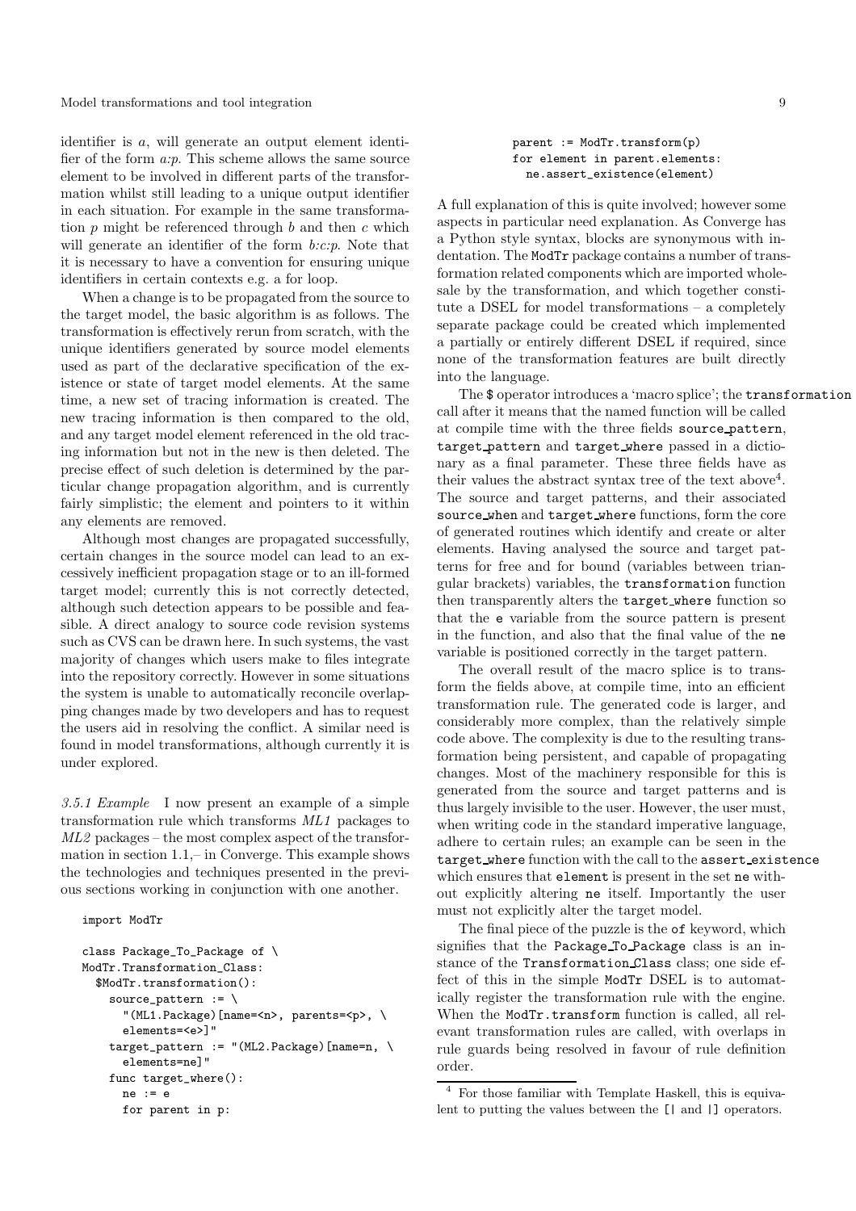identifier is $a$, will generate an output element identifier of the form *a:p*. This scheme allows the same source element to be involved in different parts of the transformation whilst still leading to a unique output identifier in each situation. For example in the same transformation $p$ might be referenced through $b$ and then $c$ which will generate an identifier of the form *b:c:p*. Note that it is necessary to have a convention for ensuring unique identifiers in certain contexts e.g. a for loop.

When a change is to be propagated from the source to the target model, the basic algorithm is as follows. The transformation is effectively rerun from scratch, with the unique identifiers generated by source model elements used as part of the declarative specification of the existence or state of target model elements. At the same time, a new set of tracing information is created. The new tracing information is then compared to the old, and any target model element referenced in the old tracing information but not in the new is then deleted. The precise effect of such deletion is determined by the particular change propagation algorithm, and is currently fairly simplistic; the element and pointers to it within any elements are removed.

Although most changes are propagated successfully, certain changes in the source model can lead to an excessively inefficient propagation stage or to an ill-formed target model; currently this is not correctly detected, although such detection appears to be possible and feasible. A direct analogy to source code revision systems such as CVS can be drawn here. In such systems, the vast majority of changes which users make to files integrate into the repository correctly. However in some situations the system is unable to automatically reconcile overlapping changes made by two developers and has to request the users aid in resolving the conflict. A similar need is found in model transformations, although currently it is under explored.

*3.5.1 Example* I now present an example of a simple transformation rule which transforms *ML1* packages to *ML2* packages – the most complex aspect of the transformation in section 1.1,– in Converge. This example shows the technologies and techniques presented in the previous sections working in conjunction with one another.

```
import ModTr

class Package_To_Package of \
ModTr.Transformation_Class:
  $ModTr.transformation():
    source_pattern := \
      "(ML1.Package)[name=<n>, parents=<p>, \
      elements=<e>]"
    target_pattern := "(ML2.Package)[name=n, \
      elements=ne]"
    func target_where():
      ne := e
      for parent in p:
        parent := ModTr.transform(p)
        for element in parent.elements:
          ne.assert_existence(element)
```

A full explanation of this is quite involved; however some aspects in particular need explanation. As Converge has a Python style syntax, blocks are synonymous with indentation. The `ModTr` package contains a number of transformation related components which are imported wholesale by the transformation, and which together constitute a DSEL for model transformations – a completely separate package could be created which implemented a partially or entirely different DSEL if required, since none of the transformation features are built directly into the language.

The `$` operator introduces a 'macro splice'; the `transformation` call after it means that the named function will be called at compile time with the three fields `source_pattern`, `target_pattern` and `target_where` passed in a dictionary as a final parameter. These three fields have as their values the abstract syntax tree of the text above[4]. The source and target patterns, and their associated `source_when` and `target_where` functions, form the core of generated routines which identify and create or alter elements. Having analysed the source and target patterns for free and for bound (variables between triangular brackets) variables, the `transformation` function then transparently alters the `target_where` function so that the `e` variable from the source pattern is present in the function, and also that the final value of the `ne` variable is positioned correctly in the target pattern.

The overall result of the macro splice is to transform the fields above, at compile time, into an efficient transformation rule. The generated code is larger, and considerably more complex, than the relatively simple code above. The complexity is due to the resulting transformation being persistent, and capable of propagating changes. Most of the machinery responsible for this is generated from the source and target patterns and is thus largely invisible to the user. However, the user must, when writing code in the standard imperative language, adhere to certain rules; an example can be seen in the `target_where` function with the call to the `assert_existence` which ensures that `element` is present in the set `ne` without explicitly altering `ne` itself. Importantly the user must not explicitly alter the target model.

The final piece of the puzzle is the `of` keyword, which signifies that the `Package_To_Package` class is an instance of the `Transformation_Class` class; one side effect of this in the simple `ModTr` DSEL is to automatically register the transformation rule with the engine. When the `ModTr.transform` function is called, all relevant transformation rules are called, with overlaps in rule guards being resolved in favour of rule definition order.

---

[4] For those familiar with Template Haskell, this is equivalent to putting the values between the `[|` and `|]` operators.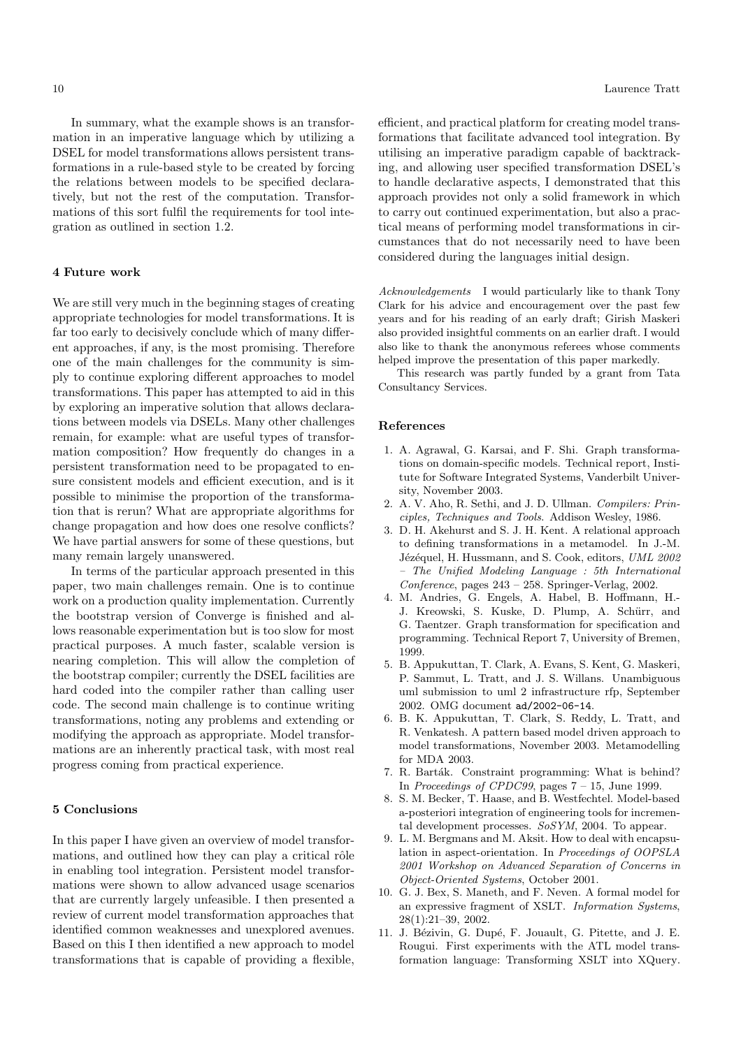In summary, what the example shows is an transformation in an imperative language which by utilizing a DSEL for model transformations allows persistent transformations in a rule-based style to be created by forcing the relations between models to be specified declaratively, but not the rest of the computation. Transformations of this sort fulfil the requirements for tool integration as outlined in section 1.2.

## 4 Future work

We are still very much in the beginning stages of creating appropriate technologies for model transformations. It is far too early to decisively conclude which of many different approaches, if any, is the most promising. Therefore one of the main challenges for the community is simply to continue exploring different approaches to model transformations. This paper has attempted to aid in this by exploring an imperative solution that allows declarations between models via DSELs. Many other challenges remain, for example: what are useful types of transformation composition? How frequently do changes in a persistent transformation need to be propagated to ensure consistent models and efficient execution, and is it possible to minimise the proportion of the transformation that is rerun? What are appropriate algorithms for change propagation and how does one resolve conflicts? We have partial answers for some of these questions, but many remain largely unanswered.

In terms of the particular approach presented in this paper, two main challenges remain. One is to continue work on a production quality implementation. Currently the bootstrap version of Converge is finished and allows reasonable experimentation but is too slow for most practical purposes. A much faster, scalable version is nearing completion. This will allow the completion of the bootstrap compiler; currently the DSEL facilities are hard coded into the compiler rather than calling user code. The second main challenge is to continue writing transformations, noting any problems and extending or modifying the approach as appropriate. Model transformations are an inherently practical task, with most real progress coming from practical experience.

## 5 Conclusions

In this paper I have given an overview of model transformations, and outlined how they can play a critical rôle in enabling tool integration. Persistent model transformations were shown to allow advanced usage scenarios that are currently largely unfeasible. I then presented a review of current model transformation approaches that identified common weaknesses and unexplored avenues. Based on this I then identified a new approach to model transformations that is capable of providing a flexible, efficient, and practical platform for creating model transformations that facilitate advanced tool integration. By utilising an imperative paradigm capable of backtracking, and allowing user specified transformation DSEL's to handle declarative aspects, I demonstrated that this approach provides not only a solid framework in which to carry out continued experimentation, but also a practical means of performing model transformations in circumstances that do not necessarily need to have been considered during the languages initial design.

*Acknowledgements* I would particularly like to thank Tony Clark for his advice and encouragement over the past few years and for his reading of an early draft; Girish Maskeri also provided insightful comments on an earlier draft. I would also like to thank the anonymous referees whose comments helped improve the presentation of this paper markedly.

This research was partly funded by a grant from Tata Consultancy Services.

## References

1. A. Agrawal, G. Karsai, and F. Shi. Graph transformations on domain-specific models. Technical report, Institute for Software Integrated Systems, Vanderbilt University, November 2003.
2. A. V. Aho, R. Sethi, and J. D. Ullman. *Compilers: Principles, Techniques and Tools*. Addison Wesley, 1986.
3. D. H. Akehurst and S. J. H. Kent. A relational approach to defining transformations in a metamodel. In J.-M. Jézéquel, H. Hussmann, and S. Cook, editors, *UML 2002 – The Unified Modeling Language : 5th International Conference*, pages 243 – 258. Springer-Verlag, 2002.
4. M. Andries, G. Engels, A. Habel, B. Hoffmann, H.-J. Kreowski, S. Kuske, D. Plump, A. Schürr, and G. Taentzer. Graph transformation for specification and programming. Technical Report 7, University of Bremen, 1999.
5. B. Appukuttan, T. Clark, A. Evans, S. Kent, G. Maskeri, P. Sammut, L. Tratt, and J. S. Willans. Unambiguous uml submission to uml 2 infrastructure rfp, September 2002. OMG document `ad/2002-06-14`.
6. B. K. Appukuttan, T. Clark, S. Reddy, L. Tratt, and R. Venkatesh. A pattern based model driven approach to model transformations, November 2003. Metamodelling for MDA 2003.
7. R. Barták. Constraint programming: What is behind? In *Proceedings of CPDC99*, pages 7 – 15, June 1999.
8. S. M. Becker, T. Haase, and B. Westfechtel. Model-based a-posteriori integration of engineering tools for incremental development processes. *SoSYM*, 2004. To appear.
9. L. M. Bergmans and M. Aksit. How to deal with encapsulation in aspect-orientation. In *Proceedings of OOPSLA 2001 Workshop on Advanced Separation of Concerns in Object-Oriented Systems*, October 2001.
10. G. J. Bex, S. Maneth, and F. Neven. A formal model for an expressive fragment of XSLT. *Information Systems*, 28(1):21–39, 2002.
11. J. Bézivin, G. Dupé, F. Jouault, G. Pitette, and J. E. Rougui. First experiments with the ATL model transformation language: Transforming XSLT into XQuery.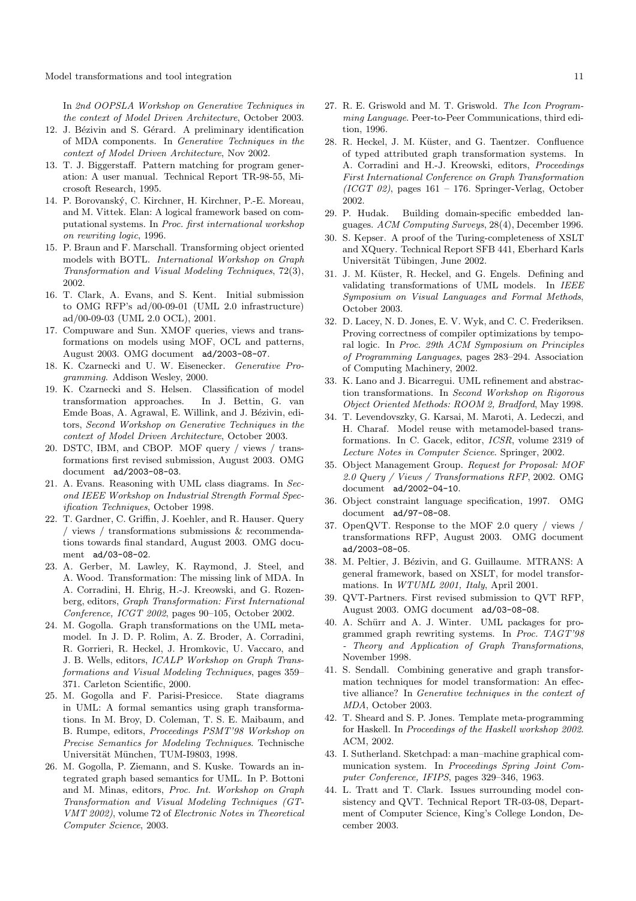In *2nd OOPSLA Workshop on Generative Techniques in the context of Model Driven Architecture*, October 2003.

12. J. Bézivin and S. Gérard. A preliminary identification of MDA components. In *Generative Techniques in the context of Model Driven Architecture*, Nov 2002.
13. T. J. Biggerstaff. Pattern matching for program generation: A user manual. Technical Report TR-98-55, Microsoft Research, 1995.
14. P. Borovanský, C. Kirchner, H. Kirchner, P.-E. Moreau, and M. Vittek. Elan: A logical framework based on computational systems. In *Proc. first international workshop on rewriting logic*, 1996.
15. P. Braun and F. Marschall. Transforming object oriented models with BOTL. *International Workshop on Graph Transformation and Visual Modeling Techniques*, 72(3), 2002.
16. T. Clark, A. Evans, and S. Kent. Initial submission to OMG RFP's ad/00-09-01 (UML 2.0 infrastructure) ad/00-09-03 (UML 2.0 OCL), 2001.
17. Compuware and Sun. XMOF queries, views and transformations on models using MOF, OCL and patterns, August 2003. OMG document `ad/2003-08-07`.
18. K. Czarnecki and U. W. Eisenecker. *Generative Programming*. Addison Wesley, 2000.
19. K. Czarnecki and S. Helsen. Classification of model transformation approaches. In J. Bettin, G. van Emde Boas, A. Agrawal, E. Willink, and J. Bézivin, editors, *Second Workshop on Generative Techniques in the context of Model Driven Architecture*, October 2003.
20. DSTC, IBM, and CBOP. MOF query / views / transformations first revised submission, August 2003. OMG document `ad/2003-08-03`.
21. A. Evans. Reasoning with UML class diagrams. In *Second IEEE Workshop on Industrial Strength Formal Specification Techniques*, October 1998.
22. T. Gardner, C. Griffin, J. Koehler, and R. Hauser. Query / views / transformations submissions & recommendations towards final standard, August 2003. OMG document `ad/03-08-02`.
23. A. Gerber, M. Lawley, K. Raymond, J. Steel, and A. Wood. Transformation: The missing link of MDA. In A. Corradini, H. Ehrig, H.-J. Kreowski, and G. Rozenberg, editors, *Graph Transformation: First International Conference, ICGT 2002*, pages 90–105, October 2002.
24. M. Gogolla. Graph transformations on the UML metamodel. In J. D. P. Rolim, A. Z. Broder, A. Corradini, R. Gorrieri, R. Heckel, J. Hromkovic, U. Vaccaro, and J. B. Wells, editors, *ICALP Workshop on Graph Transformations and Visual Modeling Techniques*, pages 359–371. Carleton Scientific, 2000.
25. M. Gogolla and F. Parisi-Presicce. State diagrams in UML: A formal semantics using graph transformations. In M. Broy, D. Coleman, T. S. E. Maibaum, and B. Rumpe, editors, *Proceedings PSMT'98 Workshop on Precise Semantics for Modeling Techniques*. Technische Universität München, TUM-I9803, 1998.
26. M. Gogolla, P. Ziemann, and S. Kuske. Towards an integrated graph based semantics for UML. In P. Bottoni and M. Minas, editors, *Proc. Int. Workshop on Graph Transformation and Visual Modeling Techniques (GT-VMT 2002)*, volume 72 of *Electronic Notes in Theoretical Computer Science*, 2003.
27. R. E. Griswold and M. T. Griswold. *The Icon Programming Language*. Peer-to-Peer Communications, third edition, 1996.
28. R. Heckel, J. M. Küster, and G. Taentzer. Confluence of typed attributed graph transformation systems. In A. Corradini and H.-J. Kreowski, editors, *Proceedings First International Conference on Graph Transformation (ICGT 02)*, pages 161 – 176. Springer-Verlag, October 2002.
29. P. Hudak. Building domain-specific embedded languages. *ACM Computing Surveys*, 28(4), December 1996.
30. S. Kepser. A proof of the Turing-completeness of XSLT and XQuery. Technical Report SFB 441, Eberhard Karls Universität Tübingen, June 2002.
31. J. M. Küster, R. Heckel, and G. Engels. Defining and validating transformations of UML models. In *IEEE Symposium on Visual Languages and Formal Methods*, October 2003.
32. D. Lacey, N. D. Jones, E. V. Wyk, and C. C. Frederiksen. Proving correctness of compiler optimizations by temporal logic. In *Proc. 29th ACM Symposium on Principles of Programming Languages*, pages 283–294. Association of Computing Machinery, 2002.
33. K. Lano and J. Bicarregui. UML refinement and abstraction transformations. In *Second Workshop on Rigorous Object Oriented Methods: ROOM 2, Bradford*, May 1998.
34. T. Levendovszky, G. Karsai, M. Maroti, A. Ledeczi, and H. Charaf. Model reuse with metamodel-based transformations. In C. Gacek, editor, *ICSR*, volume 2319 of *Lecture Notes in Computer Science*. Springer, 2002.
35. Object Management Group. *Request for Proposal: MOF 2.0 Query / Views / Transformations RFP*, 2002. OMG document `ad/2002-04-10`.
36. Object constraint language specification, 1997. OMG document `ad/97-08-08`.
37. OpenQVT. Response to the MOF 2.0 query / views / transformations RFP, August 2003. OMG document `ad/2003-08-05`.
38. M. Peltier, J. Bézivin, and G. Guillaume. MTRANS: A general framework, based on XSLT, for model transformations. In *WTUML 2001, Italy*, April 2001.
39. QVT-Partners. First revised submission to QVT RFP, August 2003. OMG document `ad/03-08-08`.
40. A. Schürr and A. J. Winter. UML packages for programmed graph rewriting systems. In *Proc. TAGT'98 - Theory and Application of Graph Transformations*, November 1998.
41. S. Sendall. Combining generative and graph transformation techniques for model transformation: An effective alliance? In *Generative techniques in the context of MDA*, October 2003.
42. T. Sheard and S. P. Jones. Template meta-programming for Haskell. In *Proceedings of the Haskell workshop 2002*. ACM, 2002.
43. I. Sutherland. Sketchpad: a man–machine graphical communication system. In *Proceedings Spring Joint Computer Conference, IFIPS*, pages 329–346, 1963.
44. L. Tratt and T. Clark. Issues surrounding model consistency and QVT. Technical Report TR-03-08, Department of Computer Science, King's College London, December 2003.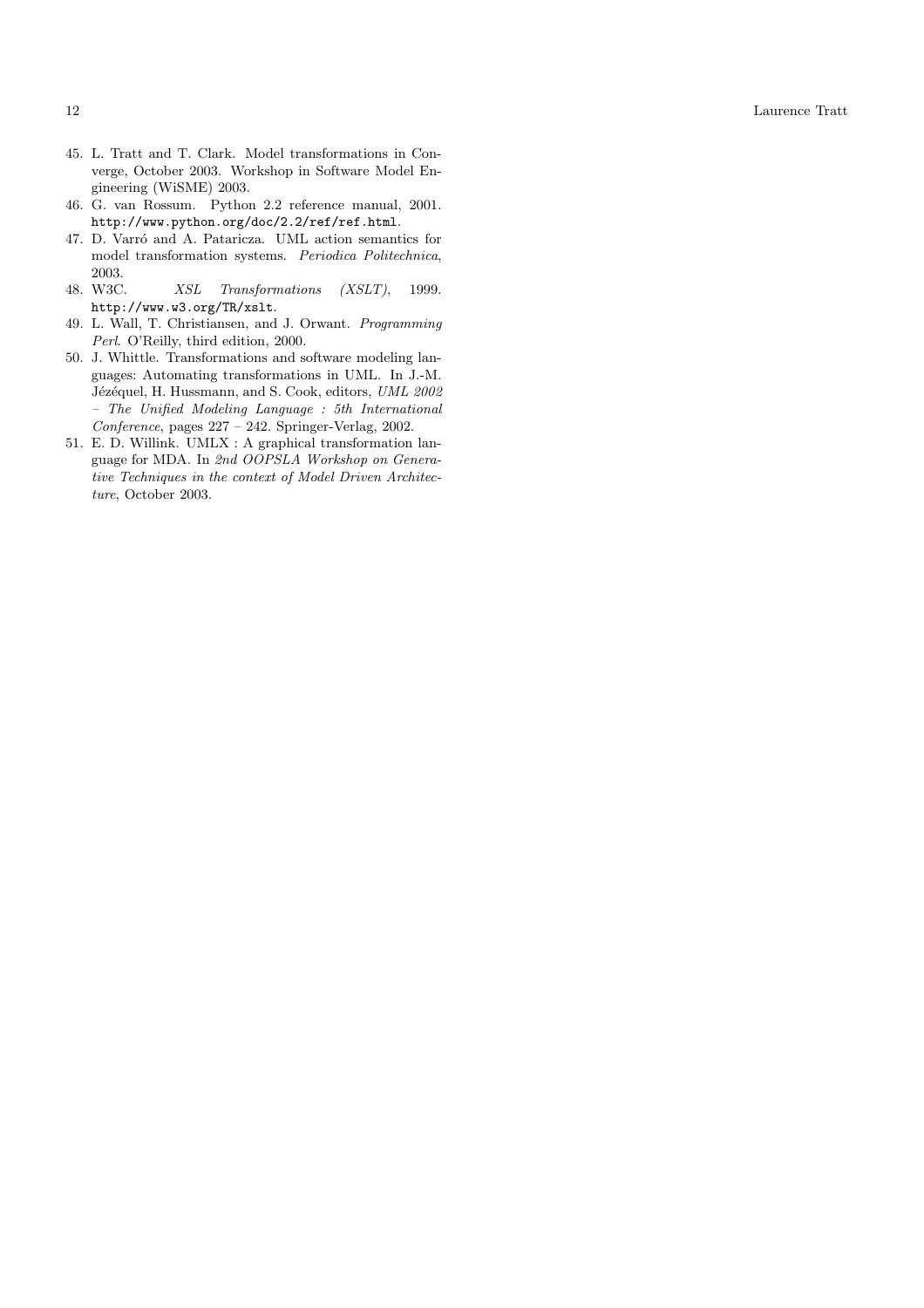45. L. Tratt and T. Clark. Model transformations in Converge, October 2003. Workshop in Software Model Engineering (WiSME) 2003.
46. G. van Rossum. Python 2.2 reference manual, 2001. `http://www.python.org/doc/2.2/ref/ref.html`.
47. D. Varró and A. Pataricza. UML action semantics for model transformation systems. *Periodica Politechnica*, 2003.
48. W3C. *XSL Transformations (XSLT)*, 1999. `http://www.w3.org/TR/xslt`.
49. L. Wall, T. Christiansen, and J. Orwant. *Programming Perl*. O'Reilly, third edition, 2000.
50. J. Whittle. Transformations and software modeling languages: Automating transformations in UML. In J.-M. Jézéquel, H. Hussmann, and S. Cook, editors, *UML 2002 – The Unified Modeling Language : 5th International Conference*, pages 227 – 242. Springer-Verlag, 2002.
51. E. D. Willink. UMLX : A graphical transformation language for MDA. In *2nd OOPSLA Workshop on Generative Techniques in the context of Model Driven Architecture*, October 2003.